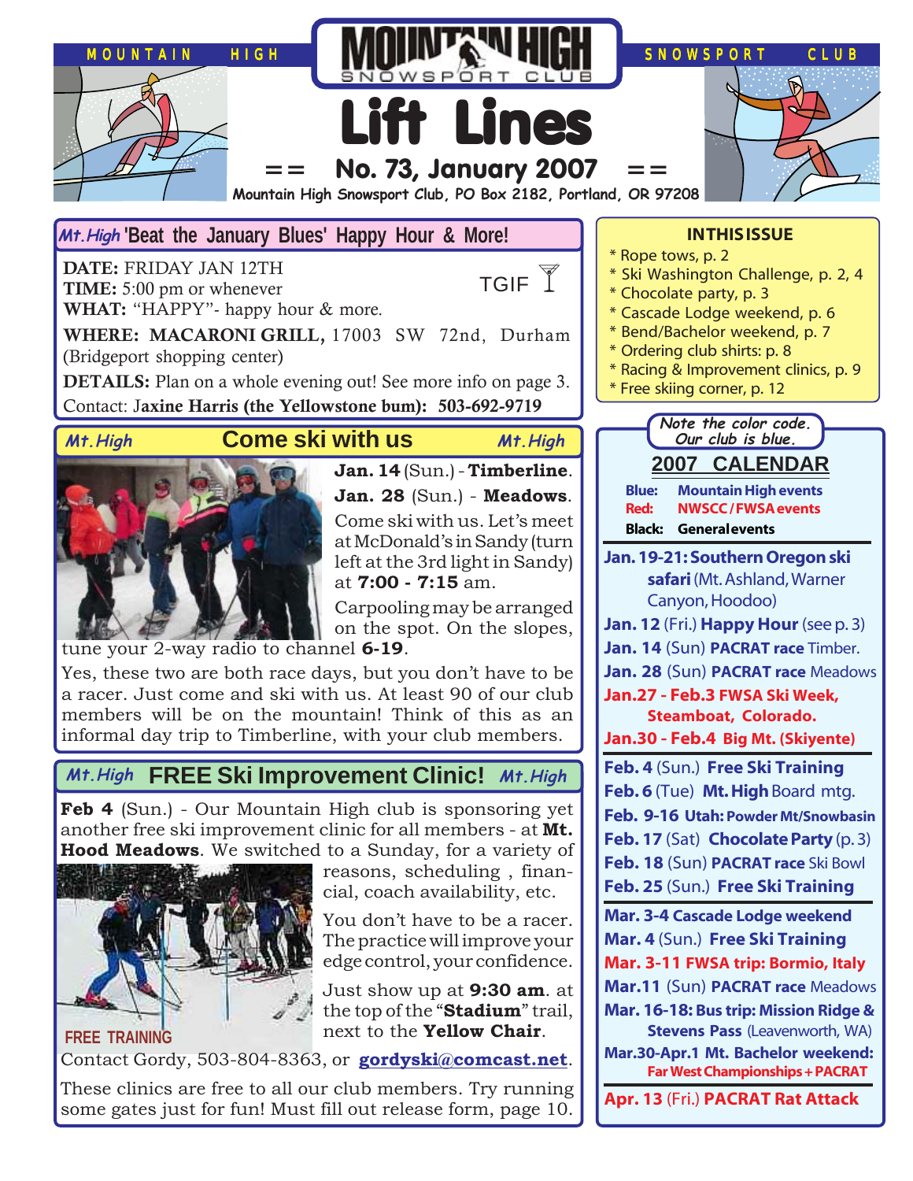# Lift Lines

MOUNTAIN HIGH SNOWSPORT CLUB

== No. 73, January 2007 ==

Mountain High Snowsport Club, PO Box 2182, Portland, OR 97208

## Mt.High 'Beat the January Blues' Happy Hour & More!

**DATE:** FRIDAY JAN 12TH
**TIME:** 5:00 pm or whenever
**WHAT:** "HAPPY"- happy hour & more.

TGIF

**WHERE: MACARONI GRILL,** 17003 SW 72nd, Durham (Bridgeport shopping center)

**DETAILS:** Plan on a whole evening out! See more info on page 3.

Contact: J**axine Harris (the Yellowstone bum): 503-692-9719**

## Mt.High Come ski with us Mt.High

**Jan. 14** (Sun.) - **Timberline**.

**Jan. 28** (Sun.) - **Meadows**.

Come ski with us. Let's meet at McDonald's in Sandy (turn left at the 3rd light in Sandy) at **7:00 - 7:15** am.

Carpooling may be arranged on the spot. On the slopes, tune your 2-way radio to channel **6-19**.

Yes, these two are both race days, but you don't have to be a racer. Just come and ski with us. At least 90 of our club members will be on the mountain! Think of this as an informal day trip to Timberline, with your club members.

## Mt.High FREE Ski Improvement Clinic! Mt.High

**Feb 4** (Sun.) - Our Mountain High club is sponsoring yet another free ski improvement clinic for all members - at **Mt. Hood Meadows**. We switched to a Sunday, for a variety of reasons, scheduling , financial, coach availability, etc.

FREE TRAINING

You don't have to be a racer. The practice will improve your edge control, your confidence.

Just show up at **9:30 am**. at the top of the "**Stadium**" trail, next to the **Yellow Chair**.

Contact Gordy, 503-804-8363, or **gordyski@comcast.net**.

These clinics are free to all our club members. Try running some gates just for fun! Must fill out release form, page 10.

## IN THIS ISSUE

* Rope tows, p. 2
* Ski Washington Challenge, p. 2, 4
* Chocolate party, p. 3
* Cascade Lodge weekend, p. 6
* Bend/Bachelor weekend, p. 7
* Ordering club shirts: p. 8
* Racing & Improvement clinics, p. 9
* Free skiing corner, p. 12

*Note the color code. Our club is blue.*

## 2007 CALENDAR

**Blue:** **Mountain High events**
**Red:** **NWSCC / FWSA events**
**Black:** **General events**

**Jan. 19-21: Southern Oregon ski safari** (Mt. Ashland, Warner Canyon, Hoodoo)
**Jan. 12** (Fri.) **Happy Hour** (see p. 3)
**Jan. 14** (Sun) **PACRAT race** Timber.
**Jan. 28** (Sun) **PACRAT race** Meadows
**Jan.27 - Feb.3 FWSA Ski Week, Steamboat, Colorado.**
**Jan.30 - Feb.4 Big Mt. (Skiyente)**

**Feb. 4** (Sun.) **Free Ski Training**
**Feb. 6** (Tue) **Mt. High** Board mtg.
**Feb. 9-16 Utah: Powder Mt/Snowbasin**
**Feb. 17** (Sat) **Chocolate Party** (p. 3)
**Feb. 18** (Sun) **PACRAT race** Ski Bowl
**Feb. 25** (Sun.) **Free Ski Training**

**Mar. 3-4 Cascade Lodge weekend**
**Mar. 4** (Sun.) **Free Ski Training**
**Mar. 3-11 FWSA trip: Bormio, Italy**
**Mar.11** (Sun) **PACRAT race** Meadows
**Mar. 16-18: Bus trip: Mission Ridge & Stevens Pass** (Leavenworth, WA)
**Mar.30-Apr.1 Mt. Bachelor weekend: Far West Championships + PACRAT**
**Apr. 13** (Fri.) **PACRAT Rat Attack**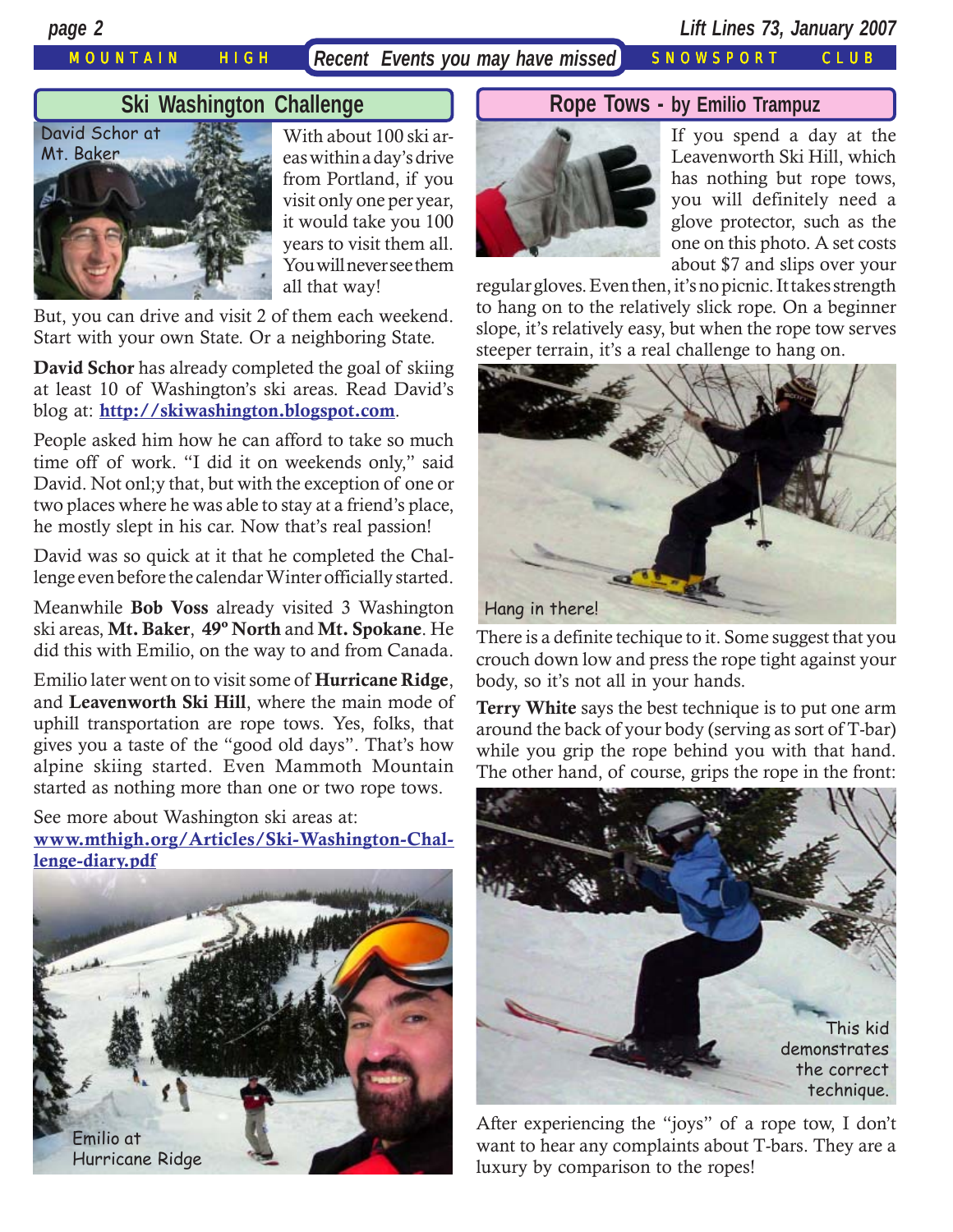## Recent Events you may have missed

## Ski Washington Challenge

David Schor at Mt. Baker

With about 100 ski areas within a day's drive from Portland, if you visit only one per year, it would take you 100 years to visit them all. You will never see them all that way!

But, you can drive and visit 2 of them each weekend. Start with your own State. Or a neighboring State.

**David Schor** has already completed the goal of skiing at least 10 of Washington's ski areas. Read David's blog at: **http://skiwashington.blogspot.com**.

People asked him how he can afford to take so much time off of work. "I did it on weekends only," said David. Not onl;y that, but with the exception of one or two places where he was able to stay at a friend's place, he mostly slept in his car. Now that's real passion!

David was so quick at it that he completed the Challenge even before the calendar Winter officially started.

Meanwhile **Bob Voss** already visited 3 Washington ski areas, **Mt. Baker**, **49º North** and **Mt. Spokane**. He did this with Emilio, on the way to and from Canada.

Emilio later went on to visit some of **Hurricane Ridge**, and **Leavenworth Ski Hill**, where the main mode of uphill transportation are rope tows. Yes, folks, that gives you a taste of the "good old days". That's how alpine skiing started. Even Mammoth Mountain started as nothing more than one or two rope tows.

See more about Washington ski areas at: **www.mthigh.org/Articles/Ski-Washington-Challenge-diary.pdf**

Emilio at Hurricane Ridge

## Rope Tows - by Emilio Trampuz

If you spend a day at the Leavenworth Ski Hill, which has nothing but rope tows, you will definitely need a glove protector, such as the one on this photo. A set costs about $7 and slips over your regular gloves. Even then, it's no picnic. It takes strength to hang on to the relatively slick rope. On a beginner slope, it's relatively easy, but when the rope tow serves steeper terrain, it's a real challenge to hang on.

Hang in there!

There is a definite techique to it. Some suggest that you crouch down low and press the rope tight against your body, so it's not all in your hands.

**Terry White** says the best technique is to put one arm around the back of your body (serving as sort of T-bar) while you grip the rope behind you with that hand. The other hand, of course, grips the rope in the front:

This kid demonstrates the correct technique.

After experiencing the "joys" of a rope tow, I don't want to hear any complaints about T-bars. They are a luxury by comparison to the ropes!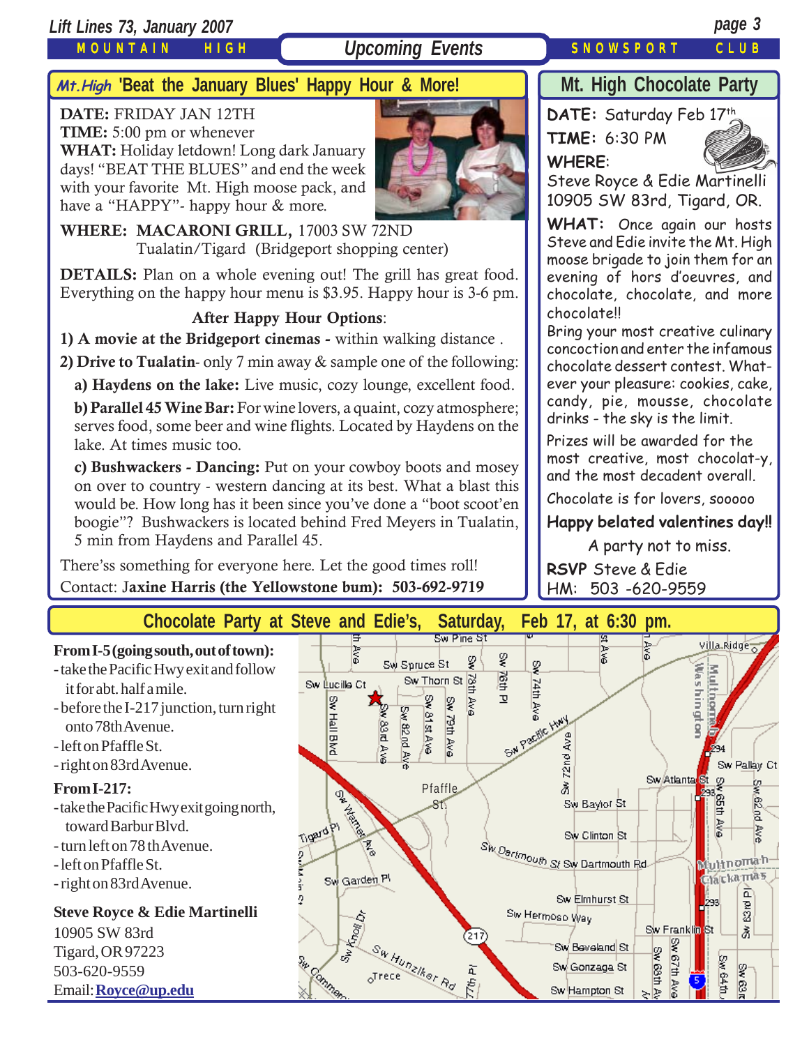## *Mt.High* 'Beat the January Blues' Happy Hour & More!

**DATE:** FRIDAY JAN 12TH
**TIME:** 5:00 pm or whenever
**WHAT:** Holiday letdown! Long dark January days! "BEAT THE BLUES" and end the week with your favorite Mt. High moose pack, and have a "HAPPY"- happy hour & more.

**WHERE: MACARONI GRILL,** 17003 SW 72ND Tualatin/Tigard (Bridgeport shopping center)

**DETAILS:** Plan on a whole evening out! The grill has great food. Everything on the happy hour menu is $3.95. Happy hour is 3-6 pm.

**After Happy Hour Options**:

**1) A movie at the Bridgeport cinemas -** within walking distance .

**2) Drive to Tualatin**- only 7 min away & sample one of the following:

**a) Haydens on the lake:** Live music, cozy lounge, excellent food.

**b) Parallel 45 Wine Bar:** For wine lovers, a quaint, cozy atmosphere; serves food, some beer and wine flights. Located by Haydens on the lake. At times music too.

**c) Bushwackers - Dancing:** Put on your cowboy boots and mosey on over to country - western dancing at its best. What a blast this would be. How long has it been since you've done a "boot scoot'en boogie"? Bushwackers is located behind Fred Meyers in Tualatin, 5 min from Haydens and Parallel 45.

There'ss something for everyone here. Let the good times roll!

Contact: J**axine Harris (the Yellowstone bum): 503-692-9719**

## Mt. High Chocolate Party

**DATE:** Saturday Feb 17th
**TIME:** 6:30 PM
**WHERE:**
Steve Royce & Edie Martinelli
10905 SW 83rd, Tigard, OR.

**WHAT:** Once again our hosts Steve and Edie invite the Mt. High moose brigade to join them for an evening of hors d'oeuvres, and chocolate, chocolate, and more chocolate!!

Bring your most creative culinary concoction and enter the infamous chocolate dessert contest. Whatever your pleasure: cookies, cake, candy, pie, mousse, chocolate drinks - the sky is the limit.

Prizes will be awarded for the most creative, most chocolat-y, and the most decadent overall.

Chocolate is for lovers, sooooo

**Happy belated valentines day!!**

A party not to miss.

**RSVP** Steve & Edie
HM: 503 -620-9559

## Chocolate Party at Steve and Edie's, Saturday, Feb 17, at 6:30 pm.

**From I-5 (going south, out of town):**

- take the Pacific Hwy exit and follow it for abt. half a mile.
- before the I-217 junction, turn right onto 78th Avenue.
- left on Pfaffle St.
- right on 83rd Avenue.

**From I-217:**

- take the Pacific Hwy exit going north, toward Barbur Blvd.
- turn left on 78 th Avenue.
- left on Pfaffle St.
- right on 83rd Avenue.

**Steve Royce & Edie Martinelli**
10905 SW 83rd
Tigard, OR 97223
503-620-9559
Email: **Royce@up.edu**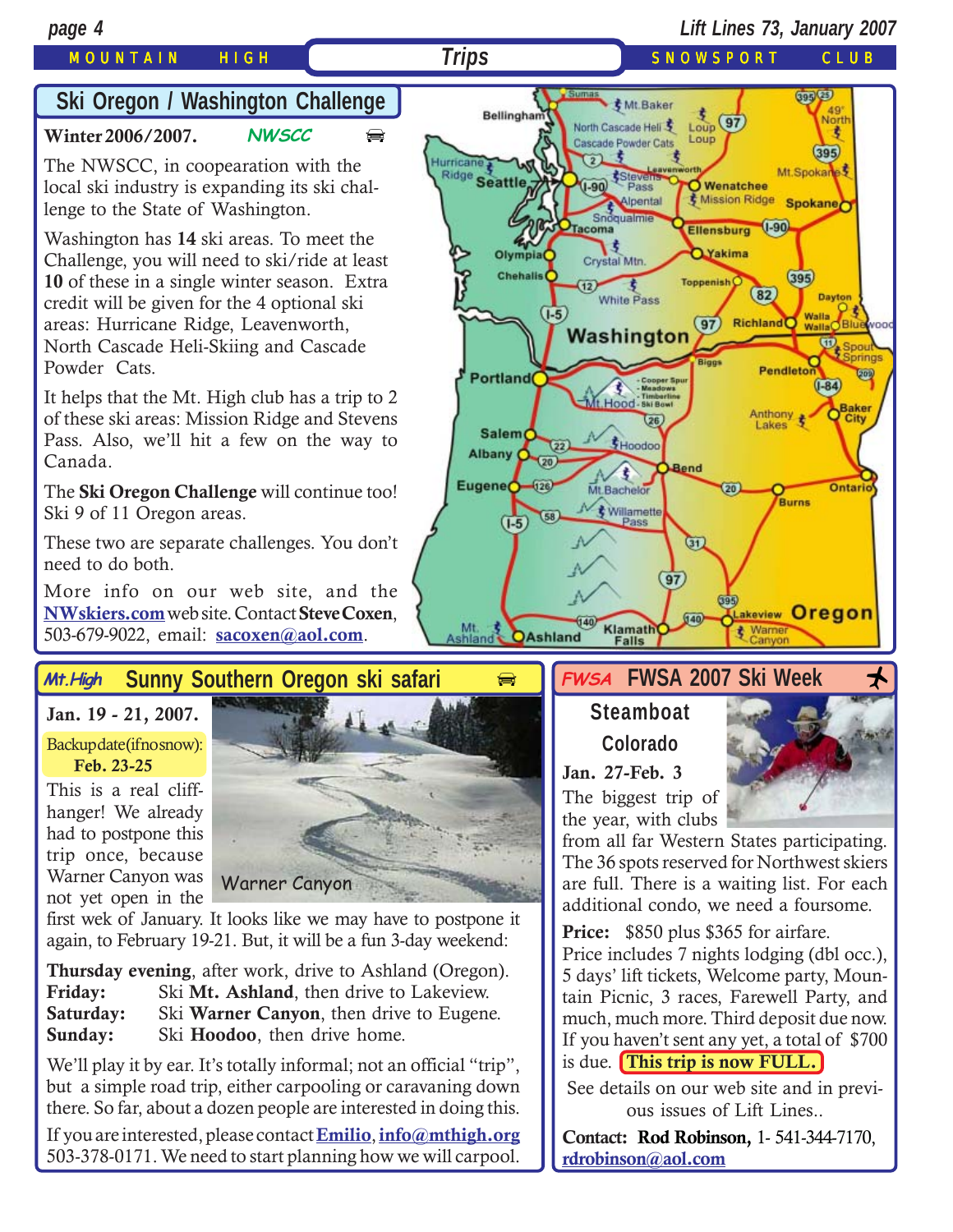## Trips

## Ski Oregon / Washington Challenge

**Winter 2006/2007.** *NWSCC*

The NWSCC, in cooepearation with the local ski industry is expanding its ski challenge to the State of Washington.

Washington has **14** ski areas. To meet the Challenge, you will need to ski/ride at least **10** of these in a single winter season. Extra credit will be given for the 4 optional ski areas: Hurricane Ridge, Leavenworth, North Cascade Heli-Skiing and Cascade Powder Cats.

It helps that the Mt. High club has a trip to 2 of these ski areas: Mission Ridge and Stevens Pass. Also, we'll hit a few on the way to Canada.

The **Ski Oregon Challenge** will continue too! Ski 9 of 11 Oregon areas.

These two are separate challenges. You don't need to do both.

More info on our web site, and the **NWskiers.com** web site. Contact **Steve Coxen**, 503-679-9022, email: **sacoxen@aol.com**.

## *Mt.High* Sunny Southern Oregon ski safari

**Jan. 19 - 21, 2007.**

Backup date (if no snow): **Feb. 23-25**

This is a real cliff-hanger! We already had to postpone this trip once, because Warner Canyon was not yet open in the first wek of January. It looks like we may have to postpone it again, to February 19-21. But, it will be a fun 3-day weekend:

Warner Canyon

**Thursday evening**, after work, drive to Ashland (Oregon).
**Friday:** Ski **Mt. Ashland**, then drive to Lakeview.
**Saturday:** Ski **Warner Canyon**, then drive to Eugene.
**Sunday:** Ski **Hoodoo**, then drive home.

We'll play it by ear. It's totally informal; not an official "trip", but a simple road trip, either carpooling or caravaning down there. So far, about a dozen people are interested in doing this.

If you are interested, please contact **Emilio**, **info@mthigh.org** 503-378-0171. We need to start planning how we will carpool.

## *FWSA* FWSA 2007 Ski Week

**Steamboat Colorado**

**Jan. 27-Feb. 3**

The biggest trip of the year, with clubs from all far Western States participating. The 36 spots reserved for Northwest skiers are full. There is a waiting list. For each additional condo, we need a foursome.

**Price:** $850 plus $365 for airfare.
Price includes 7 nights lodging (dbl occ.), 5 days' lift tickets, Welcome party, Mountain Picnic, 3 races, Farewell Party, and much, much more. Third deposit due now. If you haven't sent any yet, a total of $700 is due. **This trip is now FULL.**

See details on our web site and in previous issues of Lift Lines..

**Contact: Rod Robinson,** 1- 541-344-7170, **rdrobinson@aol.com**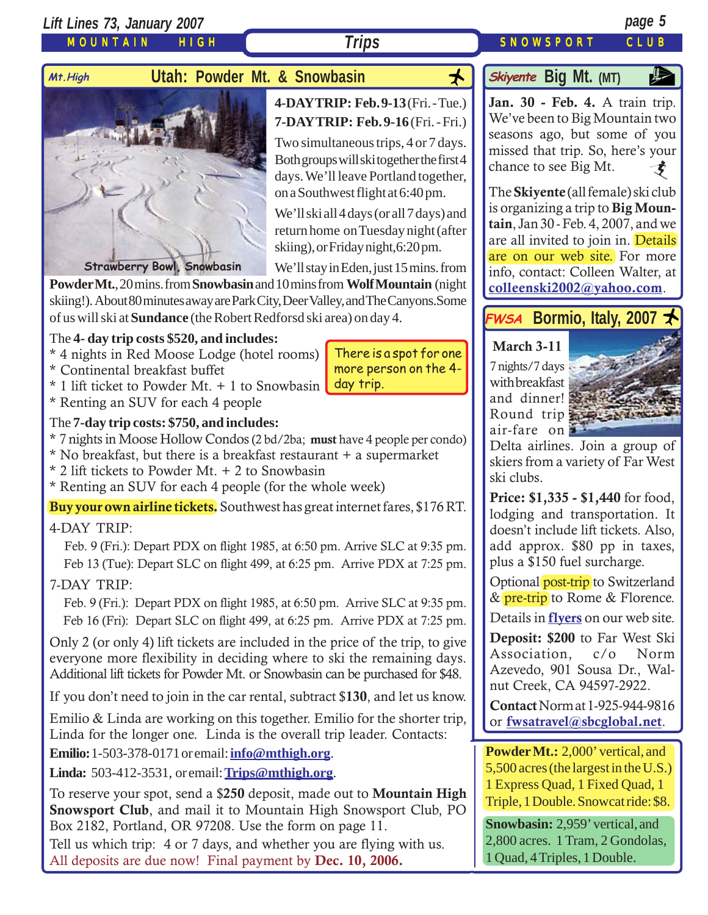## Utah: Powder Mt. & Snowbasin

*Mt.High*

Strawberry Bowl, Snowbasin

**4-DAY TRIP: Feb. 9-13** (Fri. - Tue.)
**7-DAY TRIP: Feb. 9-16** (Fri. - Fri.)

Two simultaneous trips, 4 or 7 days. Both groups will ski together the first 4 days. We'll leave Portland together, on a Southwest flight at 6:40 pm.

We'll ski all 4 days (or all 7 days) and return home on Tuesday night (after skiing), or Friday night, 6:20 pm.

We'll stay in Eden, just 15 mins. from **Powder Mt.**, 20 mins. from **Snowbasin** and 10 mins from **Wolf Mountain** (night skiing!). About 80 minutes away are Park City, Deer Valley, and The Canyons. Some of us will ski at **Sundance** (the Robert Redfordsd ski area) on day 4.

The **4- day trip costs $520, and includes:**

* 4 nights in Red Moose Lodge (hotel rooms)
* Continental breakfast buffet
* 1 lift ticket to Powder Mt. + 1 to Snowbasin
* Renting an SUV for each 4 people

There is a spot for one more person on the 4-day trip.

The **7-day trip costs: $750, and includes:**

* 7 nights in Moose Hollow Condos (2 bd/2ba; **must** have 4 people per condo)
* No breakfast, but there is a breakfast restaurant + a supermarket
* 2 lift tickets to Powder Mt. + 2 to Snowbasin
* Renting an SUV for each 4 people (for the whole week)

**Buy your own airline tickets.** Southwest has great internet fares, $176 RT.

4-DAY TRIP:

Feb. 9 (Fri.): Depart PDX on flight 1985, at 6:50 pm. Arrive SLC at 9:35 pm.
Feb 13 (Tue): Depart SLC on flight 499, at 6:25 pm. Arrive PDX at 7:25 pm.

7-DAY TRIP:

Feb. 9 (Fri.): Depart PDX on flight 1985, at 6:50 pm. Arrive SLC at 9:35 pm.
Feb 16 (Fri): Depart SLC on flight 499, at 6:25 pm. Arrive PDX at 7:25 pm.

Only 2 (or only 4) lift tickets are included in the price of the trip, to give everyone more flexibility in deciding where to ski the remaining days. Additional lift tickets for Powder Mt. or Snowbasin can be purchased for $48.

If you don't need to join in the car rental, subtract $**130**, and let us know.

Emilio & Linda are working on this together. Emilio for the shorter trip, Linda for the longer one. Linda is the overall trip leader. Contacts:

**Emilio:** 1-503-378-0171 or email: **info@mthigh.org**.

**Linda:** 503-412-3531, or email: **Trips@mthigh.org**.

To reserve your spot, send a $**250** deposit, made out to **Mountain High Snowsport Club**, and mail it to Mountain High Snowsport Club, PO Box 2182, Portland, OR 97208. Use the form on page 11.

Tell us which trip: 4 or 7 days, and whether you are flying with us.

All deposits are due now! Final payment by **Dec. 10, 2006.**

## Big Mt. (MT)

*Skiyente*

**Jan. 30 - Feb. 4.** A train trip. We've been to Big Mountain two seasons ago, but some of you missed that trip. So, here's your chance to see Big Mt.

The **Skiyente** (all female) ski club is organizing a trip to **Big Mountain**, Jan 30 - Feb. 4, 2007, and we are all invited to join in. Details are on our web site. For more info, contact: Colleen Walter, at **colleenski2002@yahoo.com**.

## Bormio, Italy, 2007

*FWSA*

**March 3-11**

7 nights/7 days with breakfast and dinner! Round trip air-fare on Delta airlines. Join a group of skiers from a variety of Far West ski clubs.

**Price: $1,335 - $1,440** for food, lodging and transportation. It doesn't include lift tickets. Also, add approx. $80 pp in taxes, plus a $150 fuel surcharge.

Optional post-trip to Switzerland & pre-trip to Rome & Florence.

Details in **flyers** on our web site.

**Deposit: $200** to Far West Ski Association, c/o Norm Azevedo, 901 Sousa Dr., Walnut Creek, CA 94597-2922.

**Contact** Norm at 1-925-944-9816 or **fwsatravel@sbcglobal.net**.

**Powder Mt.:** 2,000' vertical, and 5,500 acres (the largest in the U.S.) 1 Express Quad, 1 Fixed Quad, 1 Triple, 1 Double. Snowcat ride: $8.

**Snowbasin:** 2,959' vertical, and 2,800 acres. 1 Tram, 2 Gondolas, 1 Quad, 4 Triples, 1 Double.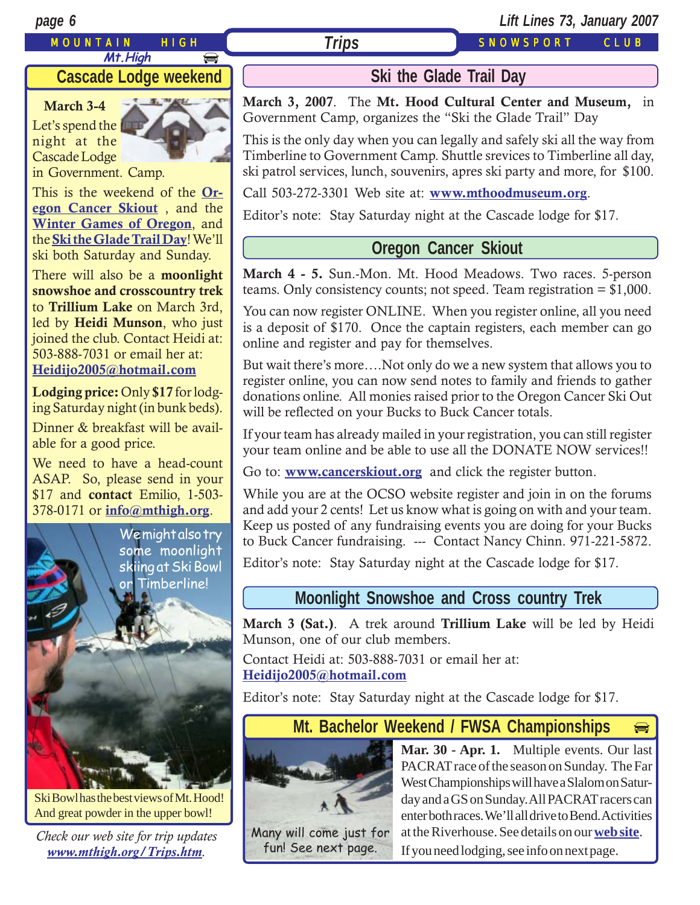## Cascade Lodge weekend

**March 3-4**

Let's spend the night at the Cascade Lodge in Government. Camp.

This is the weekend of the **Oregon Cancer Skiout** , and the **Winter Games of Oregon**, and the **Ski the Glade Trail Day**! We'll ski both Saturday and Sunday.

There will also be a **moonlight snowshoe and crosscountry trek** to **Trillium Lake** on March 3rd, led by **Heidi Munson**, who just joined the club. Contact Heidi at: 503-888-7031 or email her at: **Heidijo2005@hotmail.com**

**Lodging price:** Only **$17** for lodging Saturday night (in bunk beds).

Dinner & breakfast will be available for a good price.

We need to have a head-count ASAP. So, please send in your $17 and **contact** Emilio, 1-503-378-0171 or **info@mthigh.org**.

We might also try some moonlight skiing at Ski Bowl or Timberline!

Ski Bowl has the best views of Mt. Hood! And great powder in the upper bowl!

*Check our web site for trip updates* ***www.mthigh.org/Trips.htm***.

## Ski the Glade Trail Day

**March 3, 2007**. The **Mt. Hood Cultural Center and Museum,** in Government Camp, organizes the "Ski the Glade Trail" Day

This is the only day when you can legally and safely ski all the way from Timberline to Government Camp. Shuttle srevices to Timberline all day, ski patrol services, lunch, souvenirs, apres ski party and more, for $100.

Call 503-272-3301 Web site at: **www.mthoodmuseum.org**.

Editor's note: Stay Saturday night at the Cascade lodge for $17.

## Oregon Cancer Skiout

**March 4 - 5.** Sun.-Mon. Mt. Hood Meadows. Two races. 5-person teams. Only consistency counts; not speed. Team registration = $1,000.

You can now register ONLINE. When you register online, all you need is a deposit of $170. Once the captain registers, each member can go online and register and pay for themselves.

But wait there's more….Not only do we a new system that allows you to register online, you can now send notes to family and friends to gather donations online. All monies raised prior to the Oregon Cancer Ski Out will be reflected on your Bucks to Buck Cancer totals.

If your team has already mailed in your registration, you can still register your team online and be able to use all the DONATE NOW services!!

Go to: **www.cancerskiout.org** and click the register button.

While you are at the OCSO website register and join in on the forums and add your 2 cents! Let us know what is going on with and your team. Keep us posted of any fundraising events you are doing for your Bucks to Buck Cancer fundraising. --- Contact Nancy Chinn. 971-221-5872.

Editor's note: Stay Saturday night at the Cascade lodge for $17.

## Moonlight Snowshoe and Cross country Trek

**March 3 (Sat.)**. A trek around **Trillium Lake** will be led by Heidi Munson, one of our club members.

Contact Heidi at: 503-888-7031 or email her at: **Heidijo2005@hotmail.com**

Editor's note: Stay Saturday night at the Cascade lodge for $17.

## Mt. Bachelor Weekend / FWSA Championships

Many will come just for fun! See next page.

**Mar. 30 - Apr. 1.** Multiple events. Our last PACRAT race of the season on Sunday. The Far West Championships will have a Slalom on Saturday and a GS on Sunday. All PACRAT racers can enter both races. We'll all drive to Bend. Activities at the Riverhouse. See details on our **web site**.

If you need lodging, see info on next page.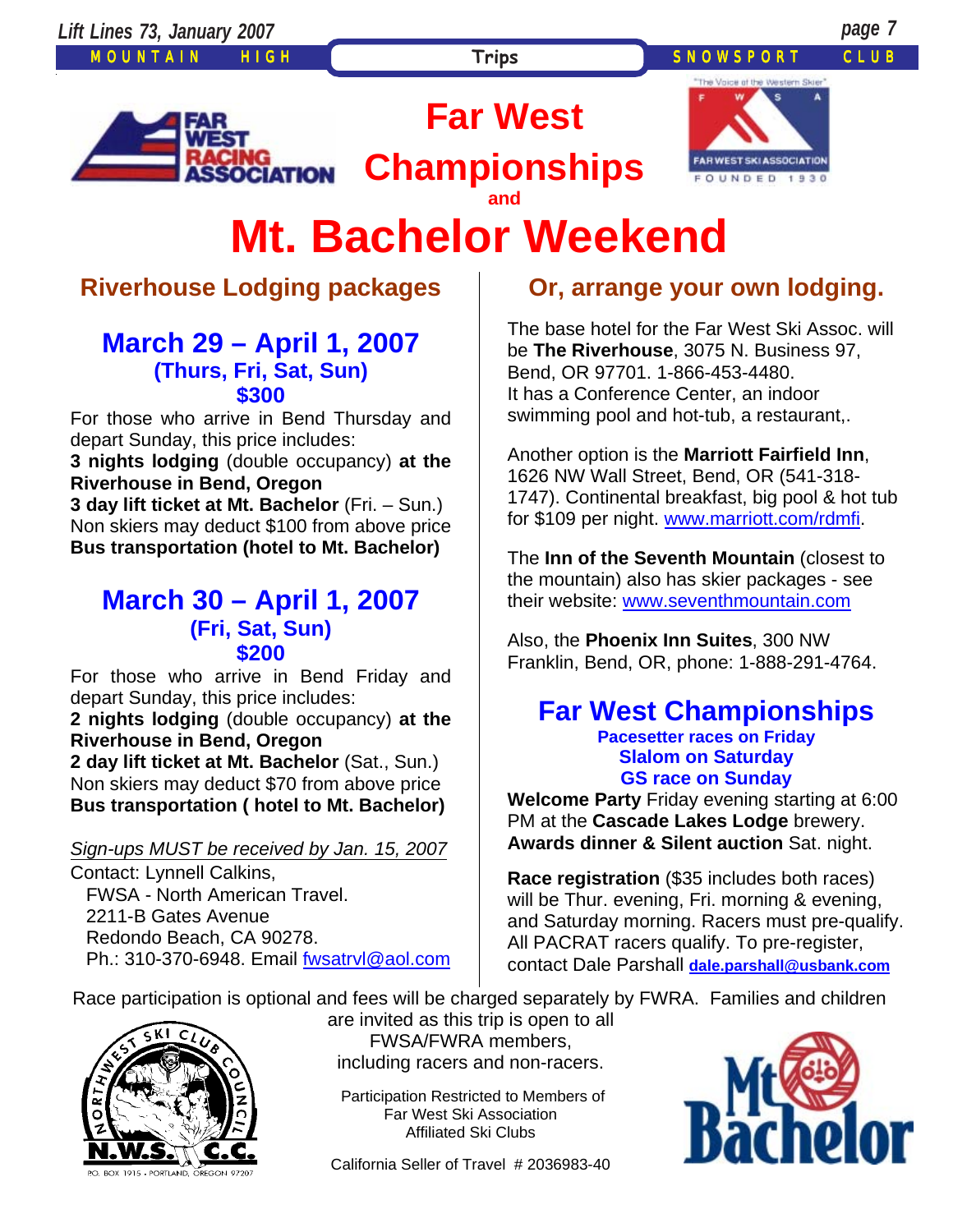# Far West Championships and Mt. Bachelor Weekend

## Riverhouse Lodging packages

### March 29 – April 1, 2007
**(Thurs, Fri, Sat, Sun)**
**$300**

For those who arrive in Bend Thursday and depart Sunday, this price includes:
**3 nights lodging** (double occupancy) **at the Riverhouse in Bend, Oregon**
**3 day lift ticket at Mt. Bachelor** (Fri. – Sun.)
Non skiers may deduct $100 from above price
**Bus transportation (hotel to Mt. Bachelor)**

### March 30 – April 1, 2007
**(Fri, Sat, Sun)**
**$200**

For those who arrive in Bend Friday and depart Sunday, this price includes:
**2 nights lodging** (double occupancy) **at the Riverhouse in Bend, Oregon**
**2 day lift ticket at Mt. Bachelor** (Sat., Sun.)
Non skiers may deduct $70 from above price
**Bus transportation ( hotel to Mt. Bachelor)**

*Sign-ups MUST be received by Jan. 15, 2007*

Contact: Lynnell Calkins,
FWSA - North American Travel.
2211-B Gates Avenue
Redondo Beach, CA 90278.
Ph.: 310-370-6948. Email fwsatrvl@aol.com

## Or, arrange your own lodging.

The base hotel for the Far West Ski Assoc. will be **The Riverhouse**, 3075 N. Business 97, Bend, OR 97701. 1-866-453-4480. It has a Conference Center, an indoor swimming pool and hot-tub, a restaurant,.

Another option is the **Marriott Fairfield Inn**, 1626 NW Wall Street, Bend, OR (541-318-1747). Continental breakfast, big pool & hot tub for $109 per night. www.marriott.com/rdmfi.

The **Inn of the Seventh Mountain** (closest to the mountain) also has skier packages - see their website: www.seventhmountain.com

Also, the **Phoenix Inn Suites**, 300 NW Franklin, Bend, OR, phone: 1-888-291-4764.

## Far West Championships

**Pacesetter races on Friday**
**Slalom on Saturday**
**GS race on Sunday**

**Welcome Party** Friday evening starting at 6:00 PM at the **Cascade Lakes Lodge** brewery.
**Awards dinner & Silent auction** Sat. night.

**Race registration** ($35 includes both races) will be Thur. evening, Fri. morning & evening, and Saturday morning. Racers must pre-qualify. All PACRAT racers qualify. To pre-register, contact Dale Parshall **dale.parshall@usbank.com**

Race participation is optional and fees will be charged separately by FWRA. Families and children are invited as this trip is open to all FWSA/FWRA members, including racers and non-racers.

Participation Restricted to Members of Far West Ski Association Affiliated Ski Clubs

California Seller of Travel # 2036983-40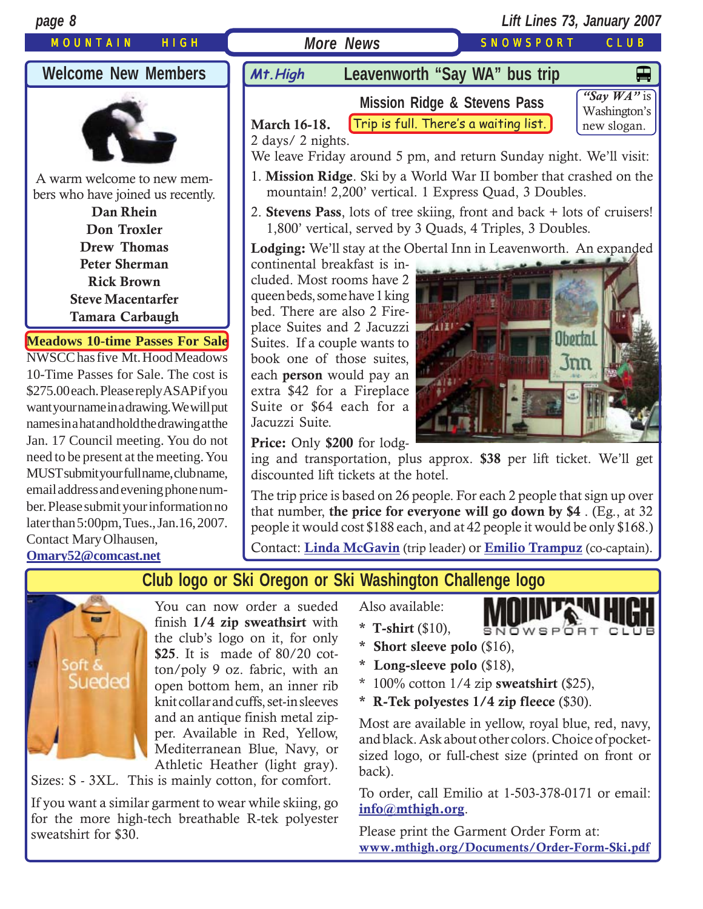## More News

## Welcome New Members

A warm welcome to new members who have joined us recently.

**Dan Rhein**
**Don Troxler**
**Drew Thomas**
**Peter Sherman**
**Rick Brown**
**Steve Macentarfer**
**Tamara Carbaugh**

### Meadows 10-time Passes For Sale

NWSCC has five Mt. Hood Meadows 10-Time Passes for Sale. The cost is $275.00 each. Please reply ASAP if you want your name in a drawing. We will put names in a hat and hold the drawing at the Jan. 17 Council meeting. You do not need to be present at the meeting. You MUST submit your full name, club name, email address and evening phone number. Please submit your information no later than 5:00pm, Tues., Jan.16, 2007. Contact Mary Olhausen, Omary52@comcast.net

## Mt.High Leavenworth "Say WA" bus trip

### Mission Ridge & Stevens Pass

*"Say WA"* is Washington's new slogan.

**March 16-18.** Trip is full. There's a waiting list.
2 days/ 2 nights.

We leave Friday around 5 pm, and return Sunday night. We'll visit:

1. **Mission Ridge**. Ski by a World War II bomber that crashed on the mountain! 2,200' vertical. 1 Express Quad, 3 Doubles.
2. **Stevens Pass**, lots of tree skiing, front and back + lots of cruisers! 1,800' vertical, served by 3 Quads, 4 Triples, 3 Doubles.

**Lodging:** We'll stay at the Obertal Inn in Leavenworth. An expanded continental breakfast is included. Most rooms have 2 queen beds, some have 1 king bed. There are also 2 Fireplace Suites and 2 Jacuzzi Suites. If a couple wants to book one of those suites, each **person** would pay an extra $42 for a Fireplace Suite or $64 each for a Jacuzzi Suite.

**Price:** Only **$200** for lodging and transportation, plus approx. **$38** per lift ticket. We'll get discounted lift tickets at the hotel.

The trip price is based on 26 people. For each 2 people that sign up over that number, **the price for everyone will go down by $4** . (Eg., at 32 people it would cost $188 each, and at 42 people it would be only $168.)

Contact: **Linda McGavin** (trip leader) or **Emilio Trampuz** (co-captain).

## Club logo or Ski Oregon or Ski Washington Challenge logo

You can now order a sueded finish **1/4 zip sweathsirt** with the club's logo on it, for only **$25**. It is made of 80/20 cotton/poly 9 oz. fabric, with an open bottom hem, an inner rib knit collar and cuffs, set-in sleeves and an antique finish metal zipper. Available in Red, Yellow, Mediterranean Blue, Navy, or Athletic Heather (light gray). Sizes: S - 3XL. This is mainly cotton, for comfort.

If you want a similar garment to wear while skiing, go for the more high-tech breathable R-tek polyester sweatshirt for $30.

Also available:

* **T-shirt** ($10),
* **Short sleeve polo** ($16),
* **Long-sleeve polo** ($18),
* 100% cotton 1/4 zip **sweatshirt** ($25),
* **R-Tek polyestes 1/4 zip fleece** ($30).

Most are available in yellow, royal blue, red, navy, and black. Ask about other colors. Choice of pocket-sized logo, or full-chest size (printed on front or back).

To order, call Emilio at 1-503-378-0171 or email: **info@mthigh.org**.

Please print the Garment Order Form at: **www.mthigh.org/Documents/Order-Form-Ski.pdf**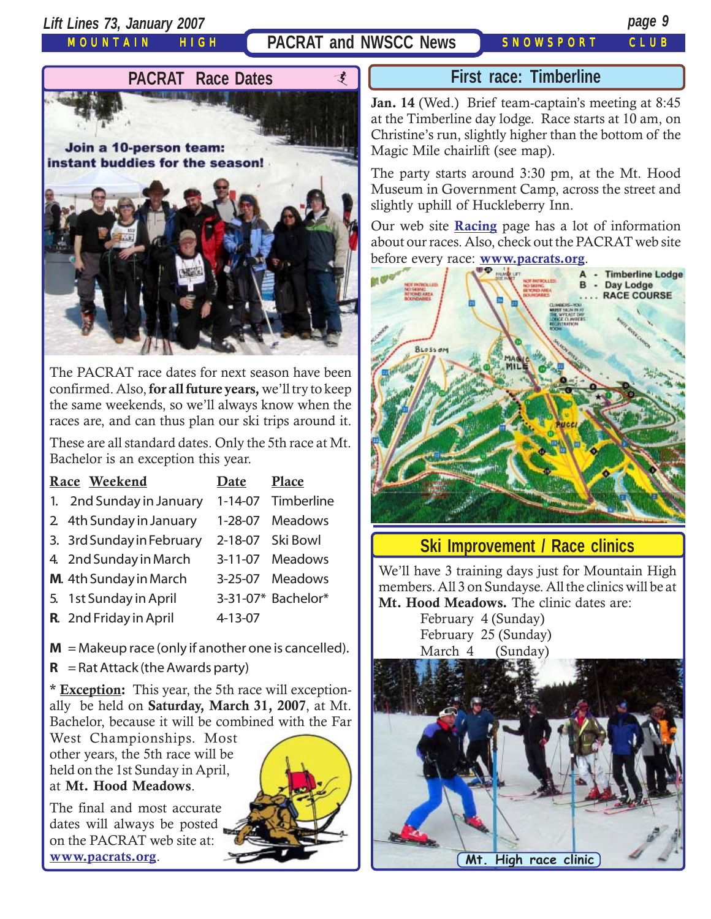## PACRAT and NWSCC News

### PACRAT Race Dates

Join a 10-person team: instant buddies for the season!

The PACRAT race dates for next season have been confirmed. Also, **for all future years,** we'll try to keep the same weekends, so we'll always know when the races are, and can thus plan our ski trips around it.

These are all standard dates. Only the 5th race at Mt. Bachelor is an exception this year.

| Race | Weekend | Date | Place |
|---|---|---|---|
| 1. | 2nd Sunday in January | 1-14-07 | Timberline |
| 2. | 4th Sunday in January | 1-28-07 | Meadows |
| 3. | 3rd Sunday in February | 2-18-07 | Ski Bowl |
| 4. | 2nd Sunday in March | 3-11-07 | Meadows |
| **M.** | 4th Sunday in March | 3-25-07 | Meadows |
| 5. | 1st Sunday in April | 3-31-07* | Bachelor* |
| **R.** | 2nd Friday in April | 4-13-07 | |

**M** = Makeup race (only if another one is cancelled).
**R** = Rat Attack (the Awards party)

\* **Exception:** This year, the 5th race will exceptionally be held on **Saturday, March 31, 2007**, at Mt. Bachelor, because it will be combined with the Far West Championships. Most other years, the 5th race will be held on the 1st Sunday in April, at **Mt. Hood Meadows**.

The final and most accurate dates will always be posted on the PACRAT web site at: **www.pacrats.org**.

### First race: Timberline

**Jan. 14** (Wed.) Brief team-captain's meeting at 8:45 at the Timberline day lodge. Race starts at 10 am, on Christine's run, slightly higher than the bottom of the Magic Mile chairlift (see map).

The party starts around 3:30 pm, at the Mt. Hood Museum in Government Camp, across the street and slightly uphill of Huckleberry Inn.

Our web site **Racing** page has a lot of information about our races. Also, check out the PACRAT web site before every race: **www.pacrats.org**.

A - Timberline Lodge
B - Day Lodge
.... RACE COURSE

### Ski Improvement / Race clinics

We'll have 3 training days just for Mountain High members. All 3 on Sundayse. All the clinics will be at **Mt. Hood Meadows.** The clinic dates are:

- February 4 (Sunday)
- February 25 (Sunday)
- March 4 (Sunday)

Mt. High race clinic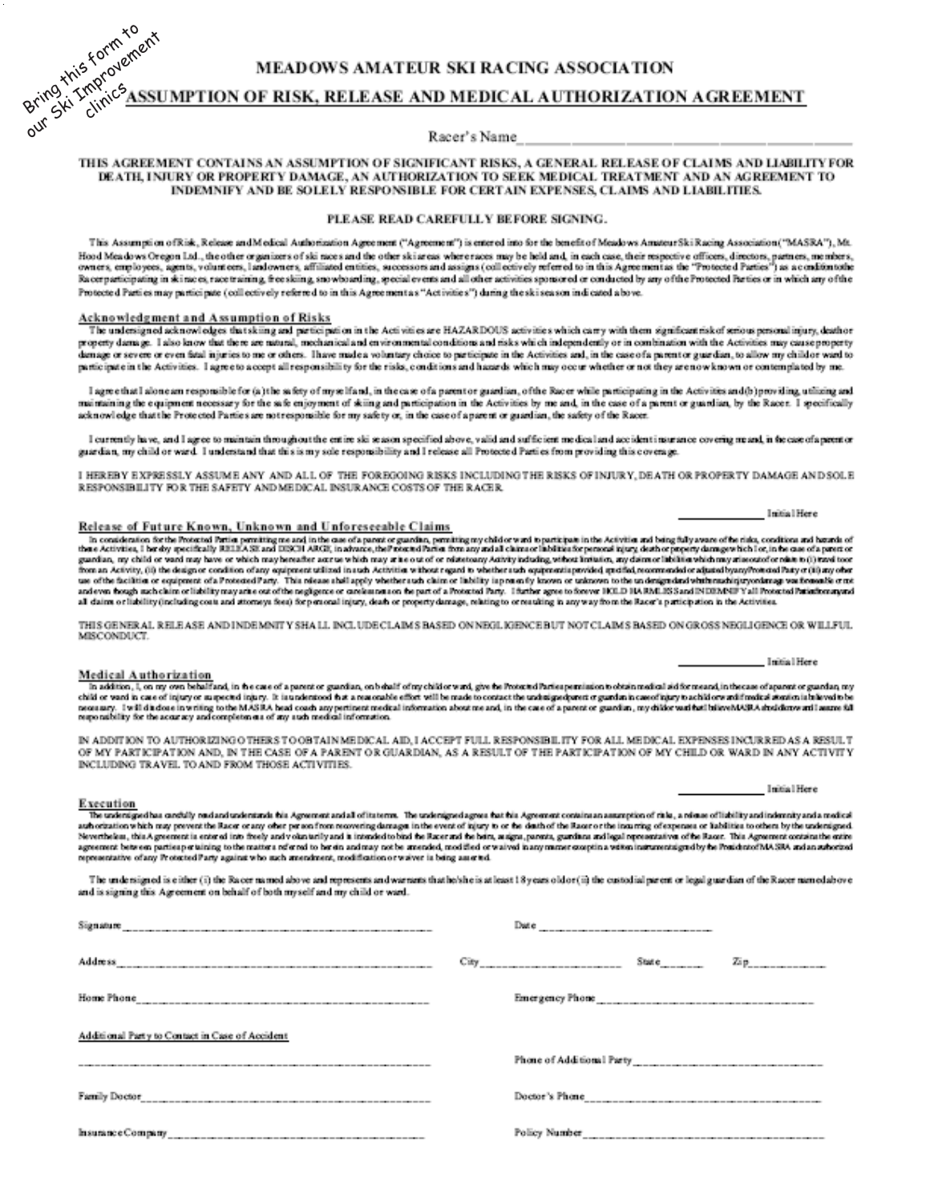Bring this form to our Ski Improvement clinics

# MEADOWS AMATEUR SKI RACING ASSOCIATION

## ASSUMPTION OF RISK, RELEASE AND MEDICAL AUTHORIZATION AGREEMENT

Racer's Name_______________________________

**THIS AGREEMENT CONTAINS AN ASSUMPTION OF SIGNIFICANT RISKS, A GENERAL RELEASE OF CLAIMS AND LIABILITY FOR DEATH, INJURY OR PROPERTY DAMAGE, AN AUTHORIZATION TO SEEK MEDICAL TREATMENT AND AN AGREEMENT TO INDEMNIFY AND BE SOLELY RESPONSIBLE FOR CERTAIN EXPENSES, CLAIMS AND LIABILITIES.**

**PLEASE READ CAREFULLY BEFORE SIGNING.**

This Assumption of Risk, Release and Medical Authorization Agreement ("Agreement") is entered into for the benefit of Meadows Amateur Ski Racing Association ("MASRA"), Mt. Hood Meadows Oregon Ltd., the other organizers of ski races and the other ski areas where races may be held and, in each case, their respective officers, directors, partners, members, owners, employees, agents, volunteers, landowners, affiliated entities, successors and assigns (collectively referred to in this Agreement as the "Protected Parties") as a condition to the Racer participating in ski races, race training, free skiing, snowboarding, special events and all other activities sponsored or conducted by any of the Protected Parties or in which any of the Protected Parties may participate (collectively referred to in this Agreement as "Activities") during the ski season indicated above.

### Acknowledgment and Assumption of Risks

The undersigned acknowledges that skiing and participation in the Activities are HAZARDOUS activities which carry with them significant risk of serious personal injury, death or property damage. I also know that there are natural, mechanical and environmental conditions and risks which independently or in combination with the Activities may cause property damage or severe or even fatal injuries to me or others. I have made a voluntary choice to participate in the Activities and, in the case of a parent or guardian, to allow my child or ward to participate in the Activities. I agree to accept all responsibility for the risks, conditions and hazards which may occur whether or not they are now known or contemplated by me.

I agree that I alone am responsible for (a) the safety of myself and, in the case of a parent or guardian, of the Racer while participating in the Activities and (b) providing, utilizing and maintaining the equipment necessary for the safe enjoyment of skiing and participation in the Activities by me and, in the case of a parent or guardian, by the Racer. I specifically acknowledge that the Protected Parties are not responsible for my safety or, in the case of a parent or guardian, the safety of the Racer.

I currently have, and I agree to maintain throughout the entire ski season specified above, valid and sufficient medical and accident insurance covering me and, in the case of a parent or guardian, my child or ward. I understand that this is my sole responsibility and I release all Protected Parties from providing this coverage.

I HEREBY EXPRESSLY ASSUME ANY AND ALL OF THE FOREGOING RISKS INCLUDING THE RISKS OF INJURY, DEATH OR PROPERTY DAMAGE AND SOLE RESPONSIBILITY FOR THE SAFETY AND MEDICAL INSURANCE COSTS OF THE RACER.

_____________ Initial Here

### Release of Future Known, Unknown and Unforeseeable Claims

In consideration for the Protected Parties permitting me and in the case of a parent or guardian, permitting my child or ward to participate in the Activities and being fully aware of the risks, conditions and hazards of these Activities, I hereby specifically RELEASE and DISCHARGE, in advance, the Protected Parties from any and all claims or liabilities for personal injury, death or property damage which I or, in the case of a parent or guardian, my child or ward may have or which may hereafter accrue which may arise out of or relate to any Activity including, without limitation, any claims or liabilities which may arise out of or relate to (i) travel to or from an Activity, (ii) the design or condition of any equipment utilized in such Activities without regard to whether such equipment is provided, specified, recommended or adjusted by any Protected Party or (iii) any other use of the facilities or equipment of a Protected Party. This release shall apply whether such claim or liability is presently known or unknown to the undersigned and whether such injury or damage was foreseeable or not and even though such claim or liability may arise out of the negligence or carelessness on the part of a Protected Party. I further agree to forever HOLD HARMLESS and INDEMNIFY all Protected Parties from any and all claims or liability (including costs and attorneys fees) for personal injury, death or property damage, relating to or resulting in any way from the Racer's participation in the Activities.

THIS GENERAL RELEASE AND INDEMNITY SHALL INCLUDE CLAIMS BASED ON NEGLIGENCE BUT NOT CLAIMS BASED ON GROSS NEGLIGENCE OR WILLFUL MISCONDUCT.

_____________ Initial Here

### Medical Authorization

In addition, I, on my own behalf and, in the case of a parent or guardian, on behalf of my child or ward, give the Protected Parties permission to obtain medical aid for me and, in the case of a parent or guardian, my child or ward in case of injury or suspected injury. It is understood that a reasonable effort will be made to contact the undersigned parent or guardian in case of injury to a child or ward if medical attention is believed to be necessary. I will disclose in writing to the MASRA head coach any pertinent medical information about me and, in the case of a parent or guardian, my child or ward that I believe MASRA should know and I assume full responsibility for the accuracy and completeness of any such medical information.

IN ADDITION TO AUTHORIZING OTHERS TO OBTAIN MEDICAL AID, I ACCEPT FULL RESPONSIBILITY FOR ALL MEDICAL EXPENSES INCURRED AS A RESULT OF MY PARTICIPATION AND, IN THE CASE OF A PARENT OR GUARDIAN, AS A RESULT OF THE PARTICIPATION OF MY CHILD OR WARD IN ANY ACTIVITY INCLUDING TRAVEL TO AND FROM THOSE ACTIVITIES.

_____________ Initial Here

### Execution

The undersigned has carefully read and understands this Agreement and all of its terms. The undersigned agrees that this Agreement contains an assumption of risks, a release of liability and indemnity and a medical authorization which may prevent the Racer or any other person from recovering damages in the event of injury to or the death of the Racer or the incurring of expenses or liabilities to others by the undersigned. Nevertheless, this Agreement is entered into freely and voluntarily and is intended to bind the Racer and the heirs, assigns, parents, guardians and legal representatives of the Racer. This Agreement contains the entire agreement between parties pertaining to the matters referred to herein and may not be amended, modified or waived in any manner except in a written instrument signed by the President of MASRA and an authorized representative of any Protected Party against who such amendment, modification or waiver is being asserted.

The undersigned is either (i) the Racer named above and represents and warrants that he/she is at least 18 years old or (ii) the custodial parent or legal guardian of the Racer named above and is signing this Agreement on behalf of both myself and my child or ward.

Signature_______________________________ Date_______________________

Address_______________________________ City___________________ State_______ Zip___________

Home Phone_______________________________ Emergency Phone_______________________________

Additional Party to Contact in Case of Accident

_______________________________ Phone of Additional Party_______________________________

Family Doctor_______________________________ Doctor's Phone_______________________________

Insurance Company_______________________________ Policy Number_______________________________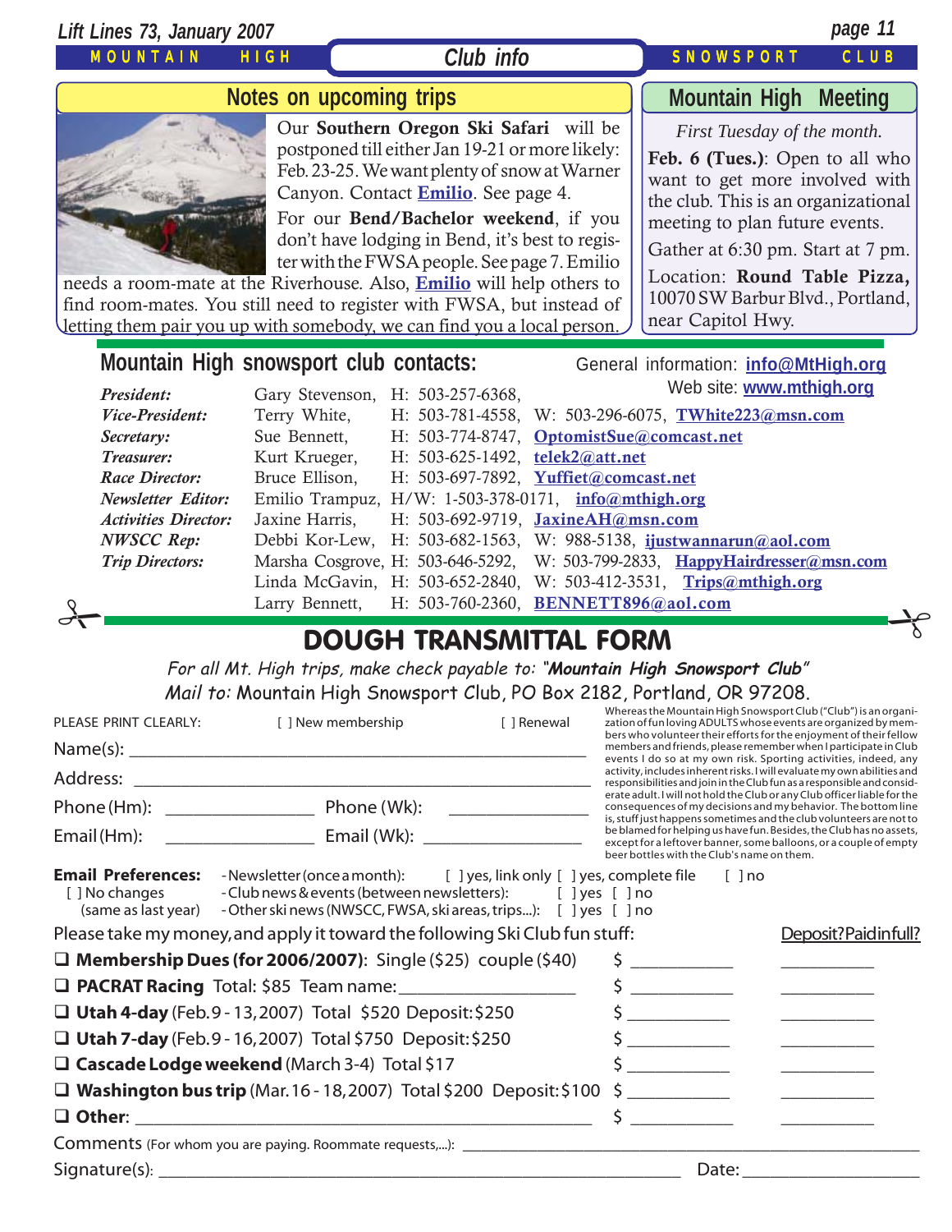## Club info

### Notes on upcoming trips

Our **Southern Oregon Ski Safari** will be postponed till either Jan 19-21 or more likely: Feb. 23-25. We want plenty of snow at Warner Canyon. Contact **Emilio**. See page 4.

For our **Bend/Bachelor weekend**, if you don't have lodging in Bend, it's best to register with the FWSA people. See page 7. Emilio needs a room-mate at the Riverhouse. Also, **Emilio** will help others to find room-mates. You still need to register with FWSA, but instead of letting them pair you up with somebody, we can find you a local person.

### Mountain High Meeting

*First Tuesday of the month.*

**Feb. 6 (Tues.)**: Open to all who want to get more involved with the club. This is an organizational meeting to plan future events.

Gather at 6:30 pm. Start at 7 pm.

Location: **Round Table Pizza,** 10070 SW Barbur Blvd., Portland, near Capitol Hwy.

### Mountain High snowsport club contacts:

General information: **info@MtHigh.org**
Web site: **www.mthigh.org**

| | | | | |
|---|---|---|---|---|
| *President:* | Gary Stevenson, | H: 503-257-6368, | | |
| *Vice-President:* | Terry White, | H: 503-781-4558, | W: 503-296-6075, | TWhite223@msn.com |
| *Secretary:* | Sue Bennett, | H: 503-774-8747, | | OptomistSue@comcast.net |
| *Treasurer:* | Kurt Krueger, | H: 503-625-1492, | | telek2@att.net |
| *Race Director:* | Bruce Ellison, | H: 503-697-7892, | | Yuffiet@comcast.net |
| *Newsletter Editor:* | Emilio Trampuz, | H/W: 1-503-378-0171, | | info@mthigh.org |
| *Activities Director:* | Jaxine Harris, | H: 503-692-9719, | | JaxineAH@msn.com |
| *NWSCC Rep:* | Debbi Kor-Lew, | H: 503-682-1563, | W: 988-5138, | ijustwannarun@aol.com |
| *Trip Directors:* | Marsha Cosgrove, | H: 503-646-5292, | W: 503-799-2833, | HappyHairdresser@msn.com |
| | Linda McGavin, | H: 503-652-2840, | W: 503-412-3531, | Trips@mthigh.org |
| | Larry Bennett, | H: 503-760-2360, | | BENNETT896@aol.com |

## DOUGH TRANSMITTAL FORM

*For all Mt. High trips, make check payable to: "**Mountain High Snowsport Club**"*
*Mail to:* Mountain High Snowsport Club, PO Box 2182, Portland, OR 97208.

PLEASE PRINT CLEARLY: [ ] New membership [ ] Renewal

Name(s): ____________________

Address: ____________________

Phone (Hm): ____________ Phone (Wk): ____________

Email (Hm): ____________ Email (Wk): ____________

Whereas the Mountain High Snowsport Club ("Club") is an organization of fun loving ADULTS whose events are organized by members who volunteer their efforts for the enjoyment of their fellow members and friends, please remember when I participate in Club events I do so at my own risk. Sporting activities, indeed, any activity, includes inherent risks. I will evaluate my own abilities and responsibilities and join in the Club fun as a responsible and considerate adult. I will not hold the Club or any Club officer liable for the consequences of my decisions and my behavior. The bottom line is, stuff just happens sometimes and the club volunteers are not to be blamed for helping us have fun. Besides, the Club has no assets, except for a leftover banner, some balloons, or a couple of empty beer bottles with the Club's name on them.

**Email Preferences:**
[ ] No changes (same as last year)
- Newsletter (once a month): [ ] yes, link only [ ] yes, complete file [ ] no
- Club news & events (between newsletters): [ ] yes [ ] no
- Other ski news (NWSCC, FWSA, ski areas, trips...): [ ] yes [ ] no

Please take my money, and apply it toward the following Ski Club fun stuff:

| | | Deposit? Paid in full? |
|---|---|---|
| ❑ **Membership Dues (for 2006/2007):** Single ($25) couple ($40) | $ ________ | ________ |
| ❑ **PACRAT Racing** Total: $85 Team name: ____________ | $ ________ | ________ |
| ❑ **Utah 4-day** (Feb. 9 - 13, 2007) Total $520 Deposit: $250 | $ ________ | ________ |
| ❑ **Utah 7-day** (Feb. 9 - 16, 2007) Total $750 Deposit: $250 | $ ________ | ________ |
| ❑ **Cascade Lodge weekend** (March 3-4) Total $17 | $ ________ | ________ |
| ❑ **Washington bus trip** (Mar. 16 - 18, 2007) Total $200 Deposit: $100 | $ ________ | ________ |
| ❑ **Other**: ____________ | $ ________ | ________ |

Comments (For whom you are paying. Roommate requests,...): ____________

Signature(s): ____________ Date: ____________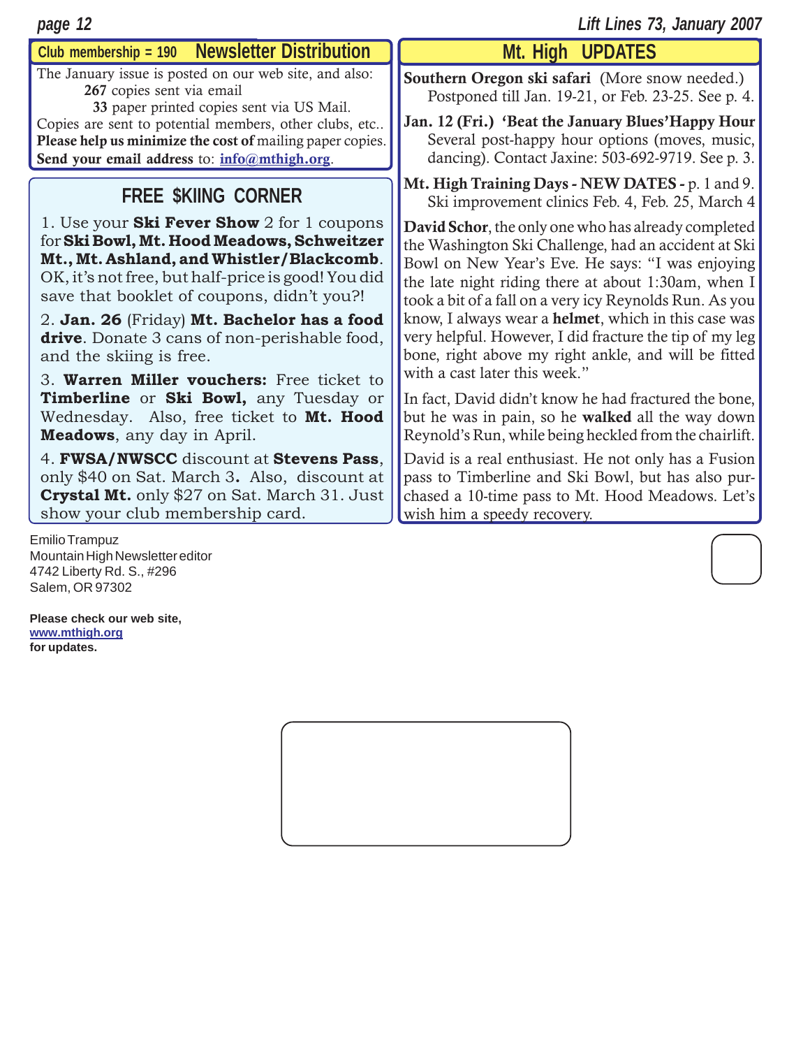**Club membership = 190** **Newsletter Distribution**

The January issue is posted on our web site, and also:

**267** copies sent via email

**33** paper printed copies sent via US Mail.

Copies are sent to potential members, other clubs, etc.. **Please help us minimize the cost of** mailing paper copies. **Send your email address** to: **info@mthigh.org**.

## FREE $KIING CORNER

1. Use your **Ski Fever Show** 2 for 1 coupons for **Ski Bowl, Mt. Hood Meadows, Schweitzer Mt., Mt. Ashland, and Whistler/Blackcomb**. OK, it's not free, but half-price is good! You did save that booklet of coupons, didn't you?!

2. **Jan. 26** (Friday) **Mt. Bachelor has a food drive**. Donate 3 cans of non-perishable food, and the skiing is free.

3. **Warren Miller vouchers:** Free ticket to **Timberline** or **Ski Bowl,** any Tuesday or Wednesday. Also, free ticket to **Mt. Hood Meadows**, any day in April.

4. **FWSA/NWSCC** discount at **Stevens Pass**, only $40 on Sat. March 3**.** Also, discount at **Crystal Mt.** only $27 on Sat. March 31. Just show your club membership card.

## Mt. High UPDATES

**Southern Oregon ski safari** (More snow needed.) Postponed till Jan. 19-21, or Feb. 23-25. See p. 4.

**Jan. 12 (Fri.) 'Beat the January Blues'Happy Hour** Several post-happy hour options (moves, music, dancing). Contact Jaxine: 503-692-9719. See p. 3.

**Mt. High Training Days - NEW DATES -** p. 1 and 9. Ski improvement clinics Feb. 4, Feb. 25, March 4

**David Schor**, the only one who has already completed the Washington Ski Challenge, had an accident at Ski Bowl on New Year's Eve. He says: "I was enjoying the late night riding there at about 1:30am, when I took a bit of a fall on a very icy Reynolds Run. As you know, I always wear a **helmet**, which in this case was very helpful. However, I did fracture the tip of my leg bone, right above my right ankle, and will be fitted with a cast later this week."

In fact, David didn't know he had fractured the bone, but he was in pain, so he **walked** all the way down Reynold's Run, while being heckled from the chairlift.

David is a real enthusiast. He not only has a Fusion pass to Timberline and Ski Bowl, but has also purchased a 10-time pass to Mt. Hood Meadows. Let's wish him a speedy recovery.

Emilio Trampuz
Mountain High Newsletter editor
4742 Liberty Rd. S., #296
Salem, OR 97302

**Please check our web site,**
**www.mthigh.org**
**for updates.**